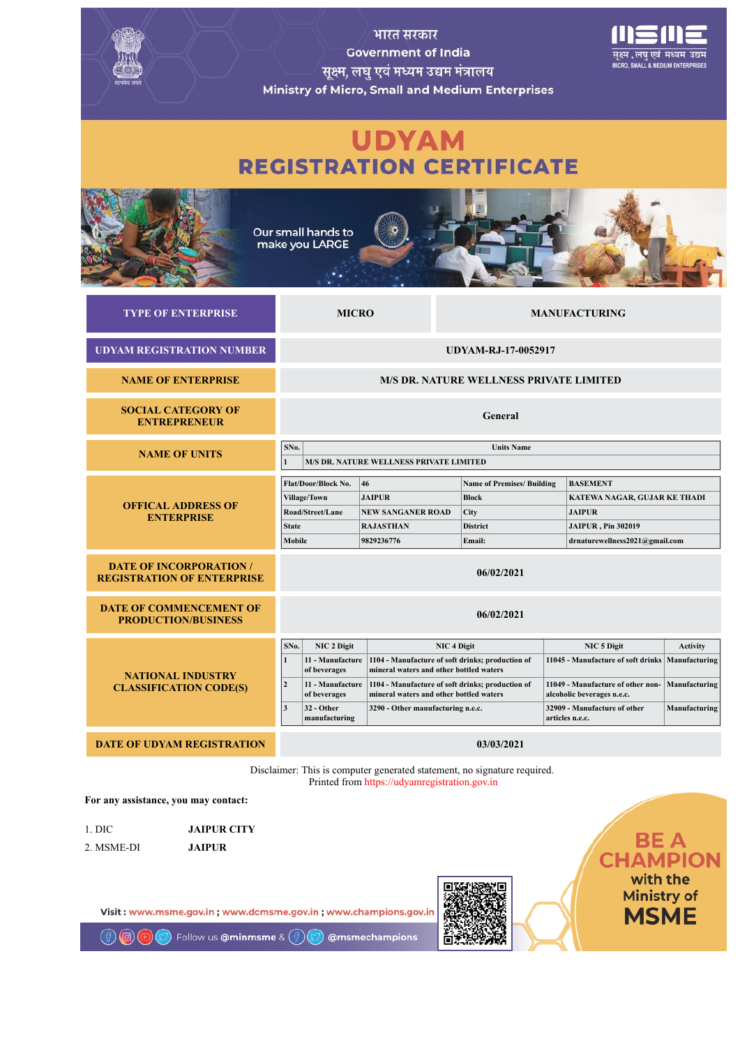भारत सरकार

Government of India

सूक्ष्म, लघु एवं मध्यम उद्यम मंत्रालय

Ministry of Micro, Small and Medium Enterprises

MSME सूक्ष्म , लघु एवं मध्यम उद्यम MICRO, SMALL & MEDIUM ENTERPRISES

# UDYAM

# REGISTRATION CERTIFICATE

Our small hands to make you LARGE

| TYPE OF ENTERPRISE | MICRO | MANUFACTURING |
|---|---|---|
| UDYAM REGISTRATION NUMBER | UDYAM-RJ-17-0052917 | |
| NAME OF ENTERPRISE | M/S DR. NATURE WELLNESS PRIVATE LIMITED | |
| SOCIAL CATEGORY OF ENTREPRENEUR | General | |

**NAME OF UNITS**

| SNo. | Units Name |
|---|---|
| 1 | M/S DR. NATURE WELLNESS PRIVATE LIMITED |

**OFFICAL ADDRESS OF ENTERPRISE**

| Flat/Door/Block No. | 46 | Name of Premises/ Building | BASEMENT |
|---|---|---|---|
| Village/Town | JAIPUR | Block | KATEWA NAGAR, GUJAR KE THADI |
| Road/Street/Lane | NEW SANGANER ROAD | City | JAIPUR |
| State | RAJASTHAN | District | JAIPUR , Pin 302019 |
| Mobile | 9829236776 | Email: | drnaturewellness2021@gmail.com |

| DATE OF INCORPORATION / REGISTRATION OF ENTERPRISE | 06/02/2021 |
|---|---|
| DATE OF COMMENCEMENT OF PRODUCTION/BUSINESS | 06/02/2021 |

**NATIONAL INDUSTRY CLASSIFICATION CODE(S)**

| SNo. | NIC 2 Digit | NIC 4 Digit | NIC 5 Digit | Activity |
|---|---|---|---|---|
| 1 | 11 - Manufacture of beverages | 1104 - Manufacture of soft drinks; production of mineral waters and other bottled waters | 11045 - Manufacture of soft drinks | Manufacturing |
| 2 | 11 - Manufacture of beverages | 1104 - Manufacture of soft drinks; production of mineral waters and other bottled waters | 11049 - Manufacture of other non-alcoholic beverages n.e.c. | Manufacturing |
| 3 | 32 - Other manufacturing | 3290 - Other manufacturing n.e.c. | 32909 - Manufacture of other articles n.e.c. | Manufacturing |

| DATE OF UDYAM REGISTRATION | 03/03/2021 |
|---|---|

Disclaimer: This is computer generated statement, no signature required.
Printed from https://udyamregistration.gov.in

**For any assistance, you may contact:**

1. DIC **JAIPUR CITY**
2. MSME-DI **JAIPUR**

**BE A CHAMPION with the Ministry of MSME**

Visit : www.msme.gov.in ; www.dcmsme.gov.in ; www.champions.gov.in

Follow us @minmsme & @msmechampions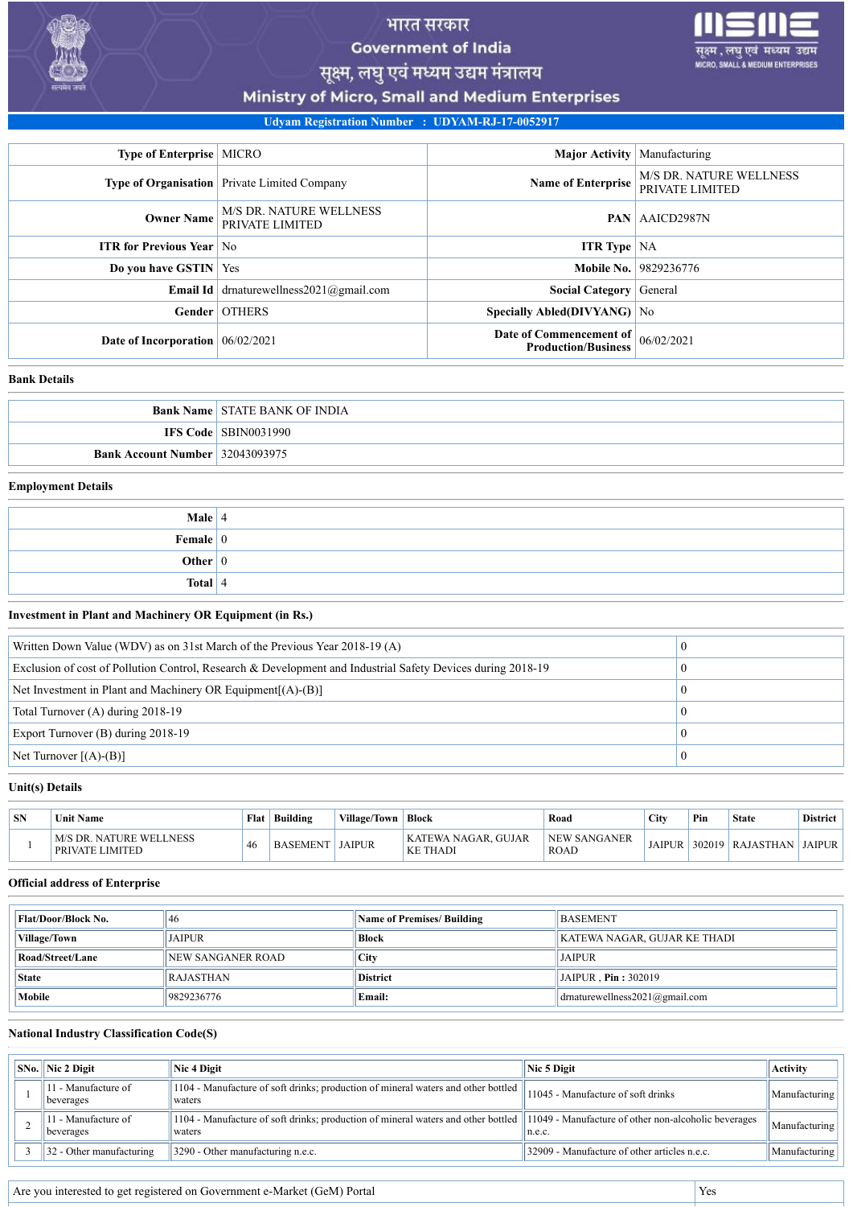# भारत सरकार
# Government of India
# सूक्ष्म, लघु एवं मध्यम उद्यम मंत्रालय
# Ministry of Micro, Small and Medium Enterprises

**Udyam Registration Number : UDYAM-RJ-17-0052917**

| | | | |
|---|---|---|---|
| **Type of Enterprise** | MICRO | **Major Activity** | Manufacturing |
| **Type of Organisation** | Private Limited Company | **Name of Enterprise** | M/S DR. NATURE WELLNESS PRIVATE LIMITED |
| **Owner Name** | M/S DR. NATURE WELLNESS PRIVATE LIMITED | **PAN** | AAICD2987N |
| **ITR for Previous Year** | No | **ITR Type** | NA |
| **Do you have GSTIN** | Yes | **Mobile No.** | 9829236776 |
| **Email Id** | drnaturewellness2021@gmail.com | **Social Category** | General |
| **Gender** | OTHERS | **Specially Abled(DIVYANG)** | No |
| **Date of Incorporation** | 06/02/2021 | **Date of Commencement of Production/Business** | 06/02/2021 |

## Bank Details

| | |
|---|---|
| **Bank Name** | STATE BANK OF INDIA |
| **IFS Code** | SBIN0031990 |
| **Bank Account Number** | 32043093975 |

## Employment Details

| | |
|---|---|
| **Male** | 4 |
| **Female** | 0 |
| **Other** | 0 |
| **Total** | 4 |

## Investment in Plant and Machinery OR Equipment (in Rs.)

| | |
|---|---|
| Written Down Value (WDV) as on 31st March of the Previous Year 2018-19 (A) | 0 |
| Exclusion of cost of Pollution Control, Research & Development and Industrial Safety Devices during 2018-19 | 0 |
| Net Investment in Plant and Machinery OR Equipment[(A)-(B)] | 0 |
| Total Turnover (A) during 2018-19 | 0 |
| Export Turnover (B) during 2018-19 | 0 |
| Net Turnover [(A)-(B)] | 0 |

## Unit(s) Details

| SN | Unit Name | Flat | Building | Village/Town | Block | Road | City | Pin | State | District |
|---|---|---|---|---|---|---|---|---|---|---|
| 1 | M/S DR. NATURE WELLNESS PRIVATE LIMITED | 46 | BASEMENT | JAIPUR | KATEWA NAGAR, GUJAR KE THADI | NEW SANGANER ROAD | JAIPUR | 302019 | RAJASTHAN | JAIPUR |

## Official address of Enterprise

| | | | |
|---|---|---|---|
| **Flat/Door/Block No.** | 46 | **Name of Premises/ Building** | BASEMENT |
| **Village/Town** | JAIPUR | **Block** | KATEWA NAGAR, GUJAR KE THADI |
| **Road/Street/Lane** | NEW SANGANER ROAD | **City** | JAIPUR |
| **State** | RAJASTHAN | **District** | JAIPUR , **Pin :** 302019 |
| **Mobile** | 9829236776 | **Email:** | drnaturewellness2021@gmail.com |

## National Industry Classification Code(S)

| SNo. | Nic 2 Digit | Nic 4 Digit | Nic 5 Digit | Activity |
|---|---|---|---|---|
| 1 | 11 - Manufacture of beverages | 1104 - Manufacture of soft drinks; production of mineral waters and other bottled waters | 11045 - Manufacture of soft drinks | Manufacturing |
| 2 | 11 - Manufacture of beverages | 1104 - Manufacture of soft drinks; production of mineral waters and other bottled waters | 11049 - Manufacture of other non-alcoholic beverages n.e.c. | Manufacturing |
| 3 | 32 - Other manufacturing | 3290 - Other manufacturing n.e.c. | 32909 - Manufacture of other articles n.e.c. | Manufacturing |

| | |
|---|---|
| Are you interested to get registered on Government e-Market (GeM) Portal | Yes |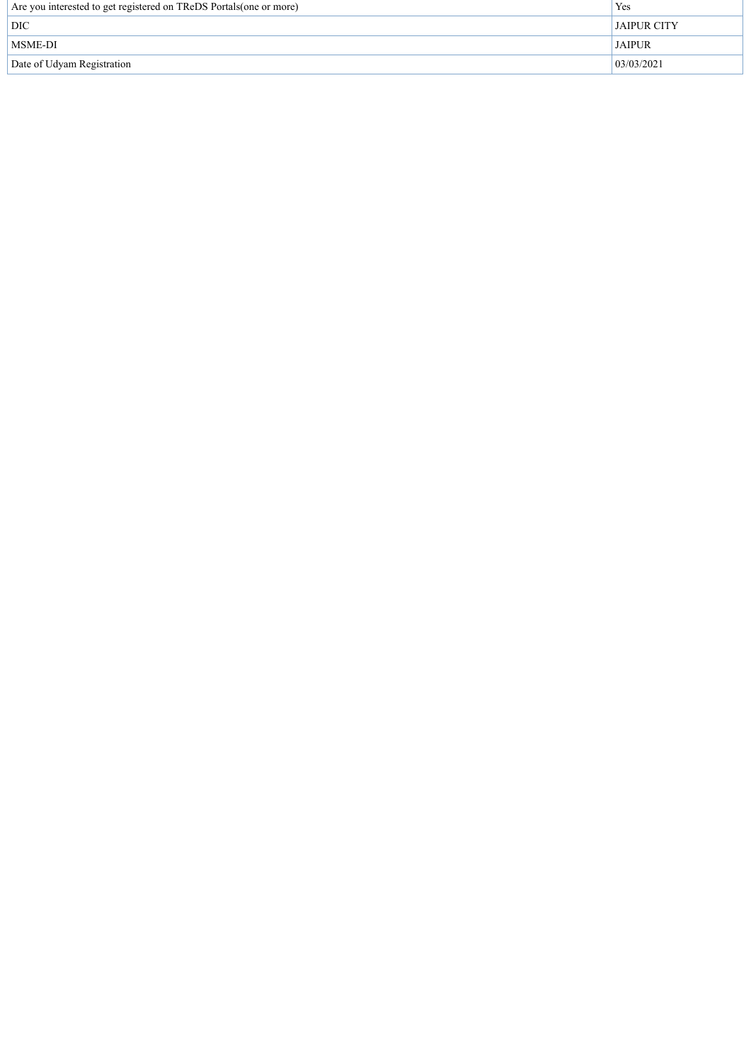| | |
|---|---|
| Are you interested to get registered on TReDS Portals(one or more) | Yes |
| DIC | JAIPUR CITY |
| MSME-DI | JAIPUR |
| Date of Udyam Registration | 03/03/2021 |